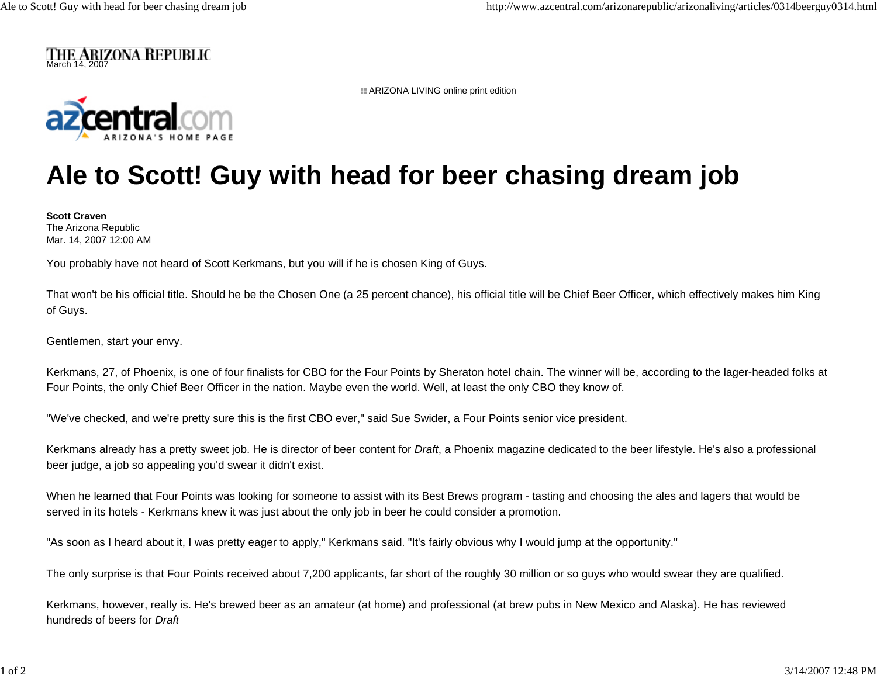THE ARIZONA REPUBLIC
March 14, 2007

ARIZONA LIVING online print edition

# Ale to Scott! Guy with head for beer chasing dream job

**Scott Craven**
The Arizona Republic
Mar. 14, 2007 12:00 AM

You probably have not heard of Scott Kerkmans, but you will if he is chosen King of Guys.

That won't be his official title. Should he be the Chosen One (a 25 percent chance), his official title will be Chief Beer Officer, which effectively makes him King of Guys.

Gentlemen, start your envy.

Kerkmans, 27, of Phoenix, is one of four finalists for CBO for the Four Points by Sheraton hotel chain. The winner will be, according to the lager-headed folks at Four Points, the only Chief Beer Officer in the nation. Maybe even the world. Well, at least the only CBO they know of.

"We've checked, and we're pretty sure this is the first CBO ever," said Sue Swider, a Four Points senior vice president.

Kerkmans already has a pretty sweet job. He is director of beer content for *Draft*, a Phoenix magazine dedicated to the beer lifestyle. He's also a professional beer judge, a job so appealing you'd swear it didn't exist.

When he learned that Four Points was looking for someone to assist with its Best Brews program - tasting and choosing the ales and lagers that would be served in its hotels - Kerkmans knew it was just about the only job in beer he could consider a promotion.

"As soon as I heard about it, I was pretty eager to apply," Kerkmans said. "It's fairly obvious why I would jump at the opportunity."

The only surprise is that Four Points received about 7,200 applicants, far short of the roughly 30 million or so guys who would swear they are qualified.

Kerkmans, however, really is. He's brewed beer as an amateur (at home) and professional (at brew pubs in New Mexico and Alaska). He has reviewed hundreds of beers for *Draft*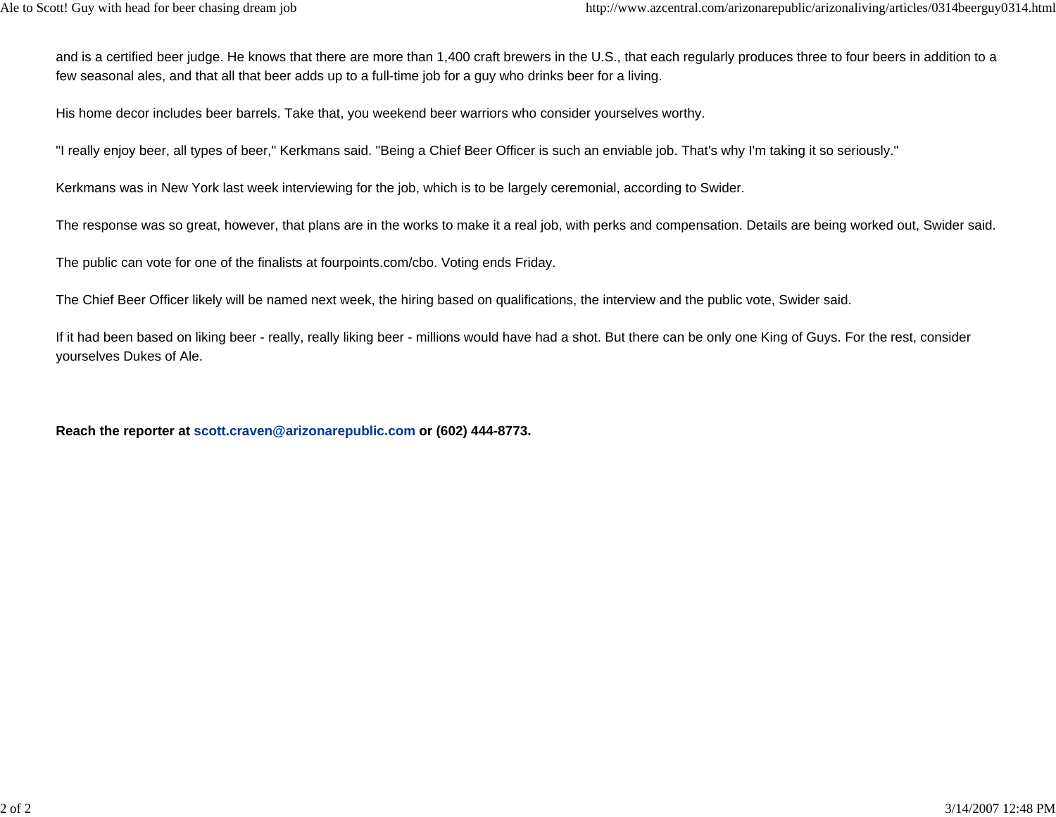and is a certified beer judge. He knows that there are more than 1,400 craft brewers in the U.S., that each regularly produces three to four beers in addition to a few seasonal ales, and that all that beer adds up to a full-time job for a guy who drinks beer for a living.

His home decor includes beer barrels. Take that, you weekend beer warriors who consider yourselves worthy.

"I really enjoy beer, all types of beer," Kerkmans said. "Being a Chief Beer Officer is such an enviable job. That's why I'm taking it so seriously."

Kerkmans was in New York last week interviewing for the job, which is to be largely ceremonial, according to Swider.

The response was so great, however, that plans are in the works to make it a real job, with perks and compensation. Details are being worked out, Swider said.

The public can vote for one of the finalists at fourpoints.com/cbo. Voting ends Friday.

The Chief Beer Officer likely will be named next week, the hiring based on qualifications, the interview and the public vote, Swider said.

If it had been based on liking beer - really, really liking beer - millions would have had a shot. But there can be only one King of Guys. For the rest, consider yourselves Dukes of Ale.

**Reach the reporter at scott.craven@arizonarepublic.com or (602) 444-8773.**